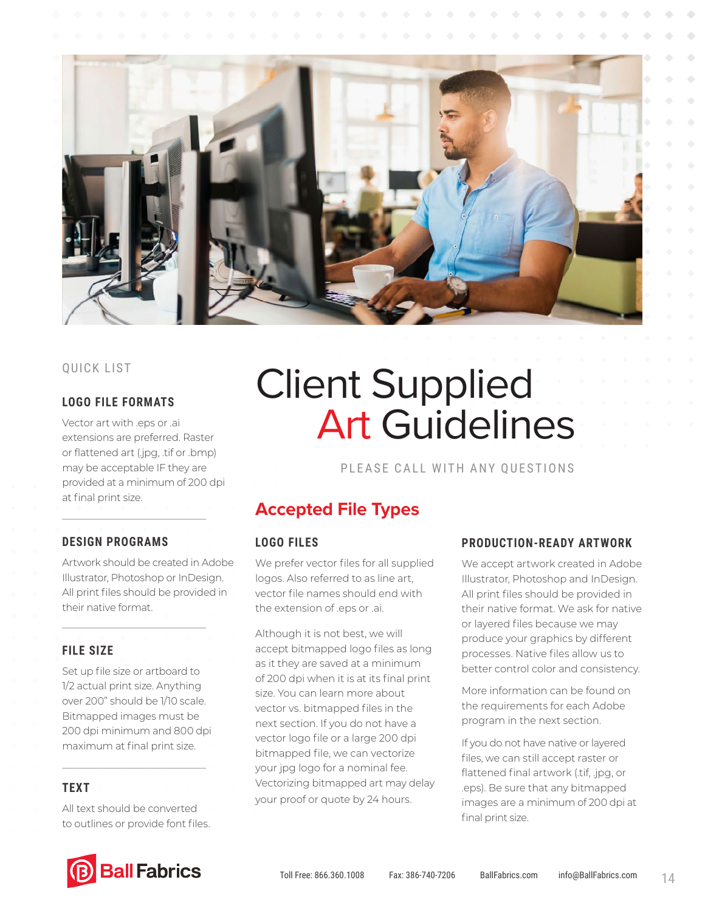# Client Supplied Art Guidelines

PLEASE CALL WITH ANY QUESTIONS

QUICK LIST

### LOGO FILE FORMATS

Vector art with .eps or .ai extensions are preferred. Raster or flattened art (.jpg, .tif or .bmp) may be acceptable IF they are provided at a minimum of 200 dpi at final print size.

### DESIGN PROGRAMS

Artwork should be created in Adobe Illustrator, Photoshop or InDesign. All print files should be provided in their native format.

### FILE SIZE

Set up file size or artboard to 1/2 actual print size. Anything over 200" should be 1/10 scale. Bitmapped images must be 200 dpi minimum and 800 dpi maximum at final print size.

### TEXT

All text should be converted to outlines or provide font files.

## Accepted File Types

### LOGO FILES

We prefer vector files for all supplied logos. Also referred to as line art, vector file names should end with the extension of .eps or .ai.

Although it is not best, we will accept bitmapped logo files as long as it they are saved at a minimum of 200 dpi when it is at its final print size. You can learn more about vector vs. bitmapped files in the next section. If you do not have a vector logo file or a large 200 dpi bitmapped file, we can vectorize your jpg logo for a nominal fee. Vectorizing bitmapped art may delay your proof or quote by 24 hours.

### PRODUCTION-READY ARTWORK

We accept artwork created in Adobe Illustrator, Photoshop and InDesign. All print files should be provided in their native format. We ask for native or layered files because we may produce your graphics by different processes. Native files allow us to better control color and consistency.

More information can be found on the requirements for each Adobe program in the next section.

If you do not have native or layered files, we can still accept raster or flattened final artwork (.tif, .jpg, or .eps). Be sure that any bitmapped images are a minimum of 200 dpi at final print size.

Ball Fabrics

Toll Free: 866.360.1008 Fax: 386-740-7206 BallFabrics.com info@BallFabrics.com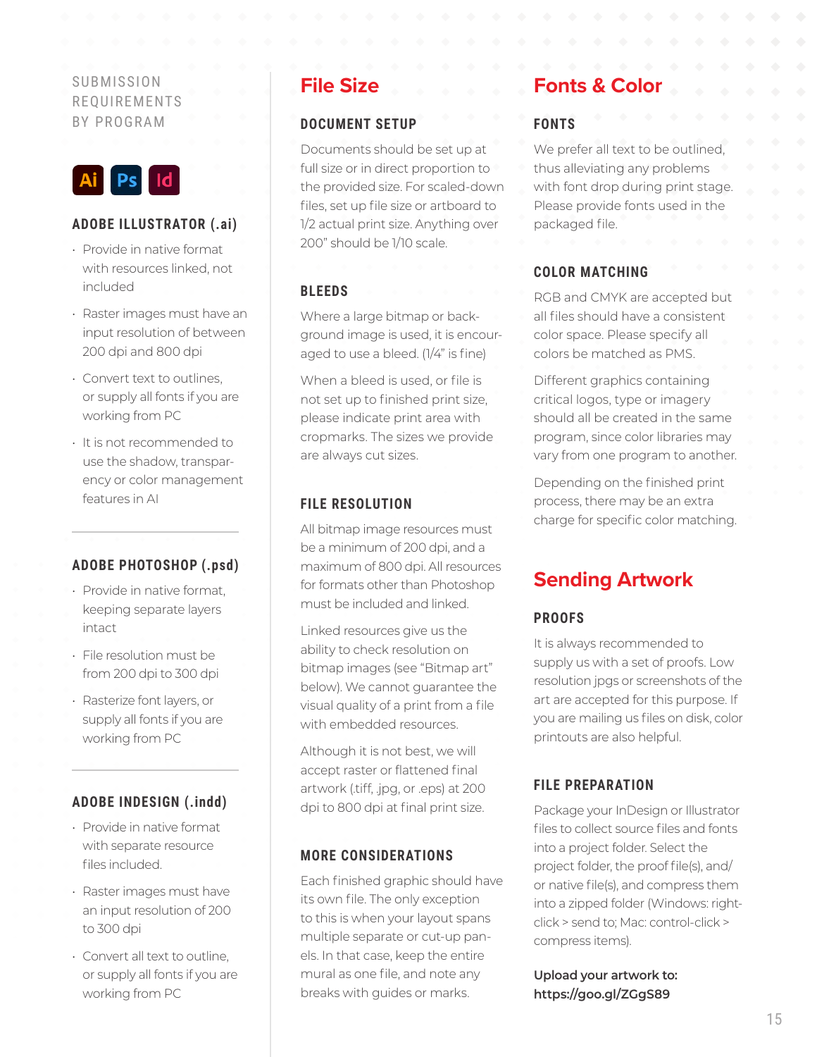# SUBMISSION REQUIREMENTS BY PROGRAM

### ADOBE ILLUSTRATOR (.ai)

- Provide in native format with resources linked, not included
- Raster images must have an input resolution of between 200 dpi and 800 dpi
- Convert text to outlines, or supply all fonts if you are working from PC
- It is not recommended to use the shadow, transparency or color management features in AI

### ADOBE PHOTOSHOP (.psd)

- Provide in native format, keeping separate layers intact
- File resolution must be from 200 dpi to 300 dpi
- Rasterize font layers, or supply all fonts if you are working from PC

### ADOBE INDESIGN (.indd)

- Provide in native format with separate resource files included.
- Raster images must have an input resolution of 200 to 300 dpi
- Convert all text to outline, or supply all fonts if you are working from PC

## File Size

### DOCUMENT SETUP

Documents should be set up at full size or in direct proportion to the provided size. For scaled-down files, set up file size or artboard to 1/2 actual print size. Anything over 200" should be 1/10 scale.

### BLEEDS

Where a large bitmap or background image is used, it is encouraged to use a bleed. (1/4" is fine)

When a bleed is used, or file is not set up to finished print size, please indicate print area with cropmarks. The sizes we provide are always cut sizes.

### FILE RESOLUTION

All bitmap image resources must be a minimum of 200 dpi, and a maximum of 800 dpi. All resources for formats other than Photoshop must be included and linked.

Linked resources give us the ability to check resolution on bitmap images (see "Bitmap art" below). We cannot guarantee the visual quality of a print from a file with embedded resources.

Although it is not best, we will accept raster or flattened final artwork (.tiff, .jpg, or .eps) at 200 dpi to 800 dpi at final print size.

### MORE CONSIDERATIONS

Each finished graphic should have its own file. The only exception to this is when your layout spans multiple separate or cut-up panels. In that case, keep the entire mural as one file, and note any breaks with guides or marks.

## Fonts & Color

### FONTS

We prefer all text to be outlined, thus alleviating any problems with font drop during print stage. Please provide fonts used in the packaged file.

### COLOR MATCHING

RGB and CMYK are accepted but all files should have a consistent color space. Please specify all colors be matched as PMS.

Different graphics containing critical logos, type or imagery should all be created in the same program, since color libraries may vary from one program to another.

Depending on the finished print process, there may be an extra charge for specific color matching.

## Sending Artwork

### PROOFS

It is always recommended to supply us with a set of proofs. Low resolution jpgs or screenshots of the art are accepted for this purpose. If you are mailing us files on disk, color printouts are also helpful.

### FILE PREPARATION

Package your InDesign or Illustrator files to collect source files and fonts into a project folder. Select the project folder, the proof file(s), and/or native file(s), and compress them into a zipped folder (Windows: right-click > send to; Mac: control-click > compress items).

**Upload your artwork to: https://goo.gl/ZGgS89**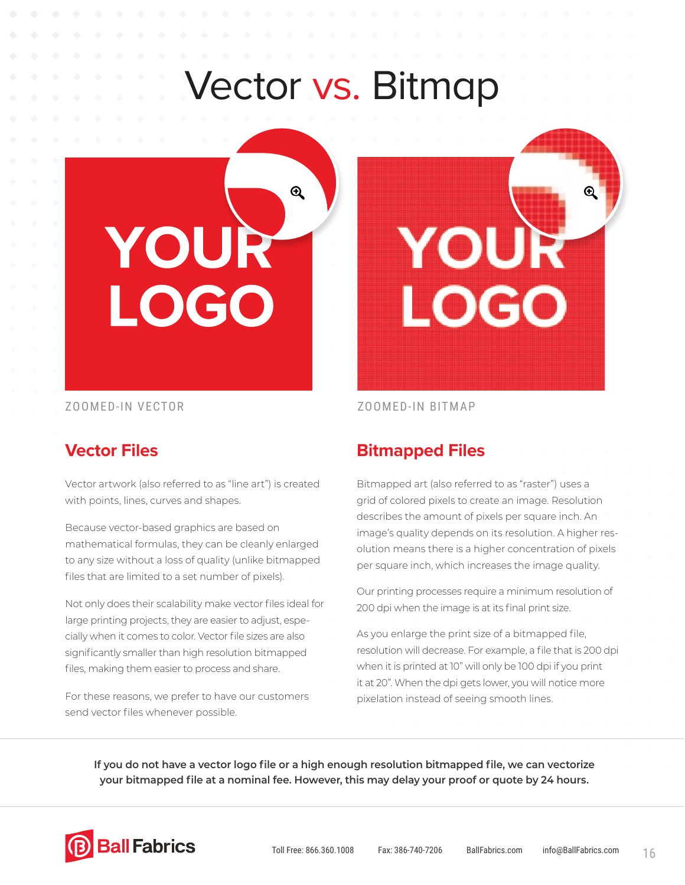# Vector vs. Bitmap

YOUR LOGO

ZOOMED-IN VECTOR

YOUR LOGO

ZOOMED-IN BITMAP

## Vector Files

Vector artwork (also referred to as "line art") is created with points, lines, curves and shapes.

Because vector-based graphics are based on mathematical formulas, they can be cleanly enlarged to any size without a loss of quality (unlike bitmapped files that are limited to a set number of pixels).

Not only does their scalability make vector files ideal for large printing projects, they are easier to adjust, especially when it comes to color. Vector file sizes are also significantly smaller than high resolution bitmapped files, making them easier to process and share.

For these reasons, we prefer to have our customers send vector files whenever possible.

## Bitmapped Files

Bitmapped art (also referred to as "raster") uses a grid of colored pixels to create an image. Resolution describes the amount of pixels per square inch. An image's quality depends on its resolution. A higher resolution means there is a higher concentration of pixels per square inch, which increases the image quality.

Our printing processes require a minimum resolution of 200 dpi when the image is at its final print size.

As you enlarge the print size of a bitmapped file, resolution will decrease. For example, a file that is 200 dpi when it is printed at 10" will only be 100 dpi if you print it at 20". When the dpi gets lower, you will notice more pixelation instead of seeing smooth lines.

**If you do not have a vector logo file or a high enough resolution bitmapped file, we can vectorize your bitmapped file at a nominal fee. However, this may delay your proof or quote by 24 hours.**

Ball Fabrics

Toll Free: 866.360.1008 Fax: 386-740-7206 BallFabrics.com info@BallFabrics.com